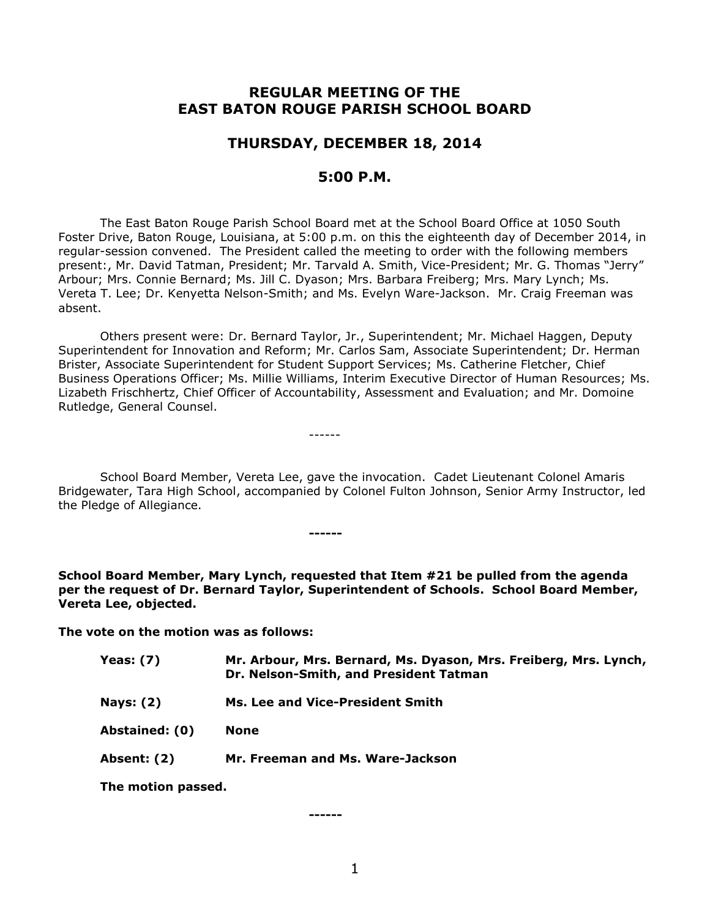# REGULAR MEETING OF THE EAST BATON ROUGE PARISH SCHOOL BOARD

## THURSDAY, DECEMBER 18, 2014

## 5:00 P.M.

The East Baton Rouge Parish School Board met at the School Board Office at 1050 South Foster Drive, Baton Rouge, Louisiana, at 5:00 p.m. on this the eighteenth day of December 2014, in regular-session convened. The President called the meeting to order with the following members present:, Mr. David Tatman, President; Mr. Tarvald A. Smith, Vice-President; Mr. G. Thomas "Jerry" Arbour; Mrs. Connie Bernard; Ms. Jill C. Dyason; Mrs. Barbara Freiberg; Mrs. Mary Lynch; Ms. Vereta T. Lee; Dr. Kenyetta Nelson-Smith; and Ms. Evelyn Ware-Jackson. Mr. Craig Freeman was absent.

Others present were: Dr. Bernard Taylor, Jr., Superintendent; Mr. Michael Haggen, Deputy Superintendent for Innovation and Reform; Mr. Carlos Sam, Associate Superintendent; Dr. Herman Brister, Associate Superintendent for Student Support Services; Ms. Catherine Fletcher, Chief Business Operations Officer; Ms. Millie Williams, Interim Executive Director of Human Resources; Ms. Lizabeth Frischhertz, Chief Officer of Accountability, Assessment and Evaluation; and Mr. Domoine Rutledge, General Counsel.

------

School Board Member, Vereta Lee, gave the invocation. Cadet Lieutenant Colonel Amaris Bridgewater, Tara High School, accompanied by Colonel Fulton Johnson, Senior Army Instructor, led the Pledge of Allegiance.

------

**School Board Member, Mary Lynch, requested that Item #21 be pulled from the agenda per the request of Dr. Bernard Taylor, Superintendent of Schools. School Board Member, Vereta Lee, objected.**

**The vote on the motion was as follows:**

| | |
|---|---|
| **Yeas: (7)** | **Mr. Arbour, Mrs. Bernard, Ms. Dyason, Mrs. Freiberg, Mrs. Lynch, Dr. Nelson-Smith, and President Tatman** |
| **Nays: (2)** | **Ms. Lee and Vice-President Smith** |
| **Abstained: (0)** | **None** |
| **Absent: (2)** | **Mr. Freeman and Ms. Ware-Jackson** |

**The motion passed.**

------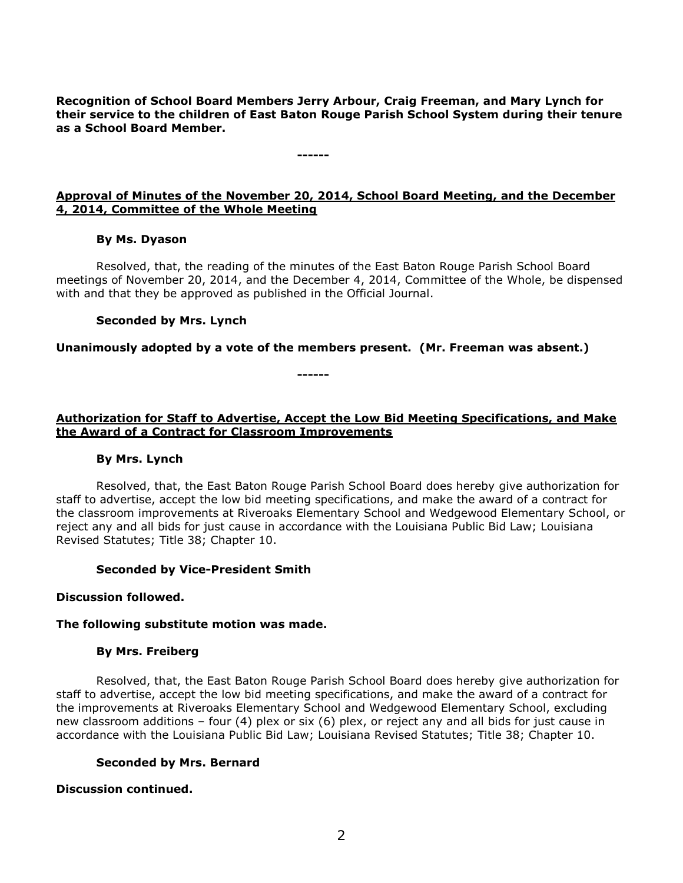**Recognition of School Board Members Jerry Arbour, Craig Freeman, and Mary Lynch for their service to the children of East Baton Rouge Parish School System during their tenure as a School Board Member.**

**------**

**Approval of Minutes of the November 20, 2014, School Board Meeting, and the December 4, 2014, Committee of the Whole Meeting**

**By Ms. Dyason**

Resolved, that, the reading of the minutes of the East Baton Rouge Parish School Board meetings of November 20, 2014, and the December 4, 2014, Committee of the Whole, be dispensed with and that they be approved as published in the Official Journal.

**Seconded by Mrs. Lynch**

**Unanimously adopted by a vote of the members present. (Mr. Freeman was absent.)**

**------**

**Authorization for Staff to Advertise, Accept the Low Bid Meeting Specifications, and Make the Award of a Contract for Classroom Improvements**

**By Mrs. Lynch**

Resolved, that, the East Baton Rouge Parish School Board does hereby give authorization for staff to advertise, accept the low bid meeting specifications, and make the award of a contract for the classroom improvements at Riveroaks Elementary School and Wedgewood Elementary School, or reject any and all bids for just cause in accordance with the Louisiana Public Bid Law; Louisiana Revised Statutes; Title 38; Chapter 10.

**Seconded by Vice-President Smith**

**Discussion followed.**

**The following substitute motion was made.**

**By Mrs. Freiberg**

Resolved, that, the East Baton Rouge Parish School Board does hereby give authorization for staff to advertise, accept the low bid meeting specifications, and make the award of a contract for the improvements at Riveroaks Elementary School and Wedgewood Elementary School, excluding new classroom additions – four (4) plex or six (6) plex, or reject any and all bids for just cause in accordance with the Louisiana Public Bid Law; Louisiana Revised Statutes; Title 38; Chapter 10.

**Seconded by Mrs. Bernard**

**Discussion continued.**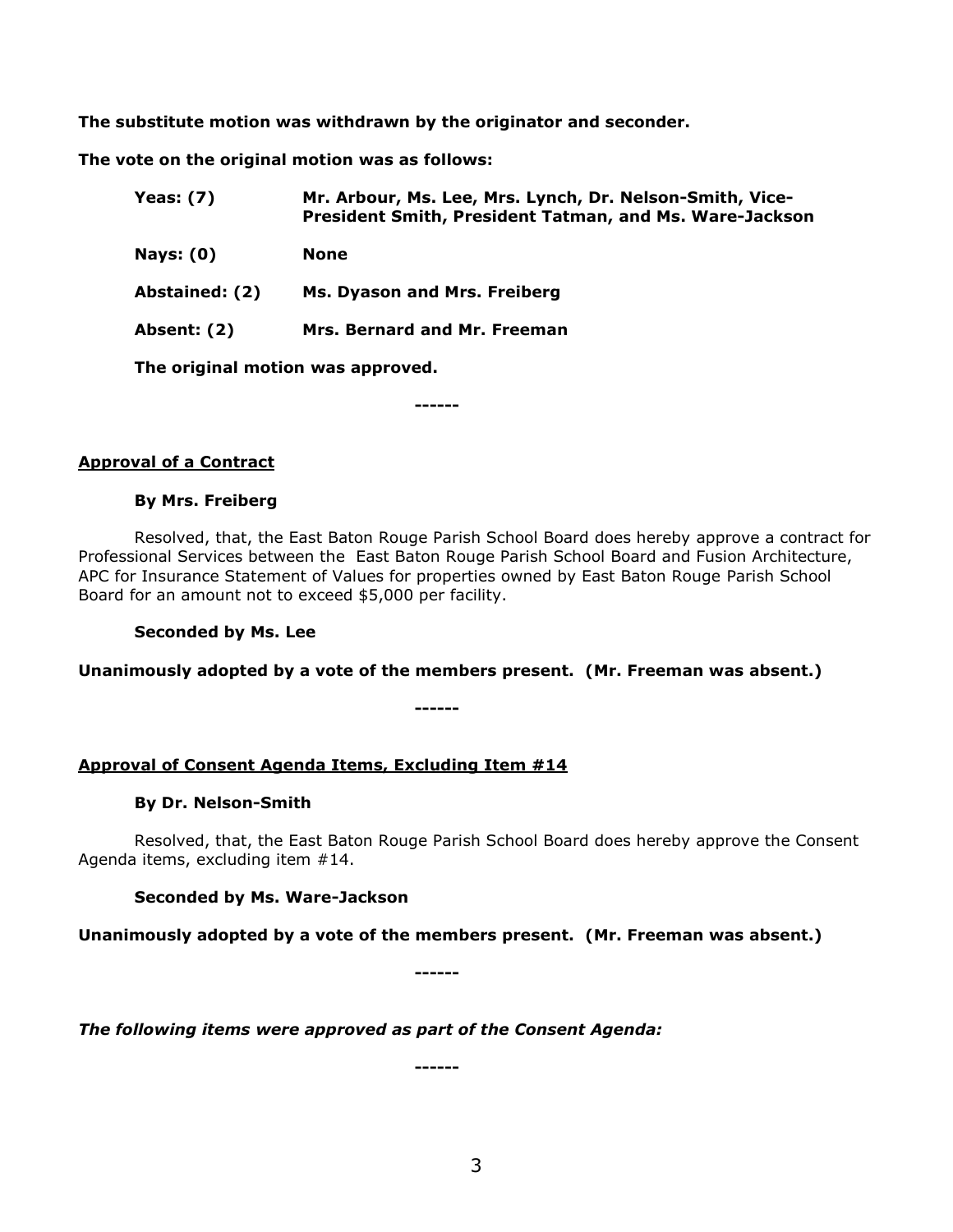**The substitute motion was withdrawn by the originator and seconder.**

**The vote on the original motion was as follows:**

| | |
|---|---|
| **Yeas: (7)** | **Mr. Arbour, Ms. Lee, Mrs. Lynch, Dr. Nelson-Smith, Vice-President Smith, President Tatman, and Ms. Ware-Jackson** |
| **Nays: (0)** | **None** |
| **Abstained: (2)** | **Ms. Dyason and Mrs. Freiberg** |
| **Absent: (2)** | **Mrs. Bernard and Mr. Freeman** |

**The original motion was approved.**

**------**

**<u>Approval of a Contract</u>**

**By Mrs. Freiberg**

Resolved, that, the East Baton Rouge Parish School Board does hereby approve a contract for Professional Services between the East Baton Rouge Parish School Board and Fusion Architecture, APC for Insurance Statement of Values for properties owned by East Baton Rouge Parish School Board for an amount not to exceed $5,000 per facility.

**Seconded by Ms. Lee**

**Unanimously adopted by a vote of the members present. (Mr. Freeman was absent.)**

**------**

**<u>Approval of Consent Agenda Items, Excluding Item #14</u>**

**By Dr. Nelson-Smith**

Resolved, that, the East Baton Rouge Parish School Board does hereby approve the Consent Agenda items, excluding item #14.

**Seconded by Ms. Ware-Jackson**

**Unanimously adopted by a vote of the members present. (Mr. Freeman was absent.)**

**------**

***The following items were approved as part of the Consent Agenda:***

**------**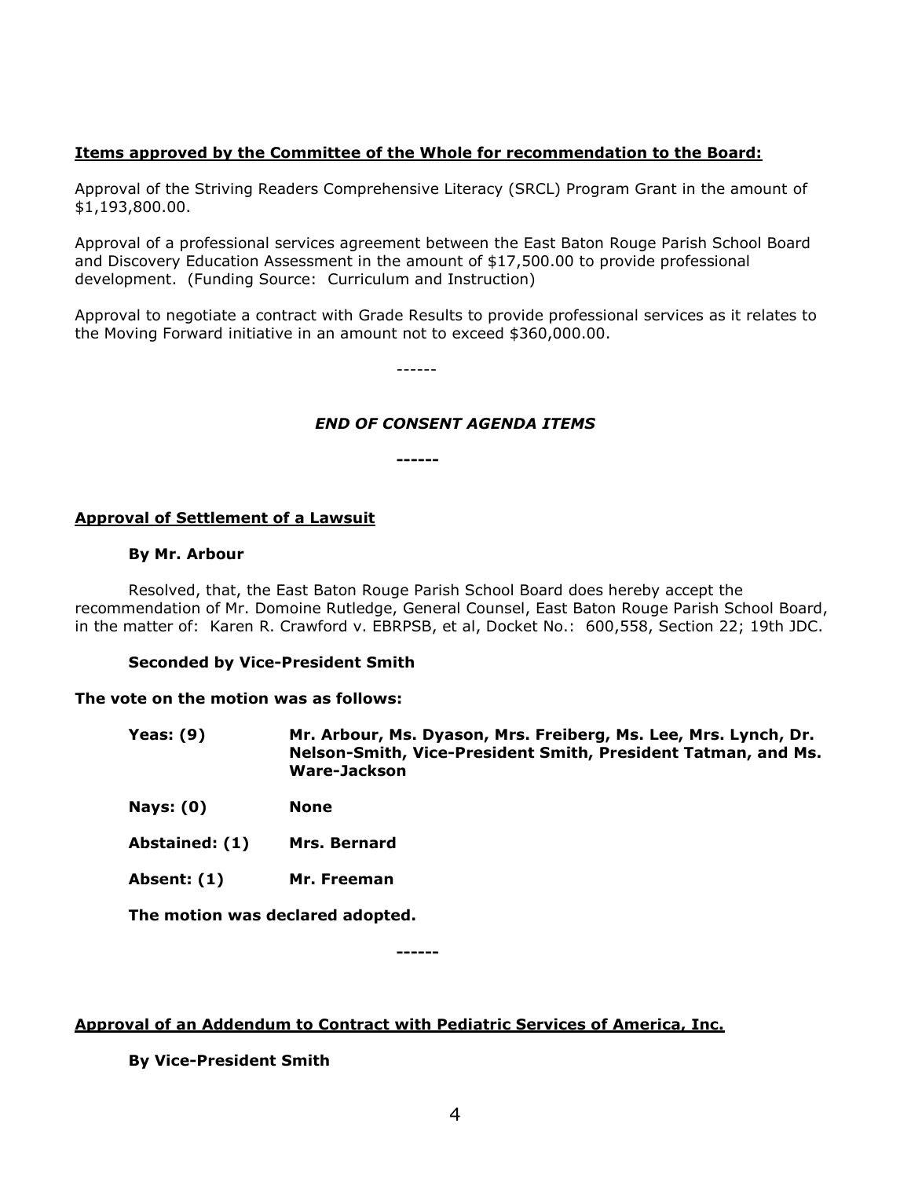**Items approved by the Committee of the Whole for recommendation to the Board:**

Approval of the Striving Readers Comprehensive Literacy (SRCL) Program Grant in the amount of $1,193,800.00.

Approval of a professional services agreement between the East Baton Rouge Parish School Board and Discovery Education Assessment in the amount of $17,500.00 to provide professional development. (Funding Source: Curriculum and Instruction)

Approval to negotiate a contract with Grade Results to provide professional services as it relates to the Moving Forward initiative in an amount not to exceed $360,000.00.

------

***END OF CONSENT AGENDA ITEMS***

**------**

**Approval of Settlement of a Lawsuit**

**By Mr. Arbour**

Resolved, that, the East Baton Rouge Parish School Board does hereby accept the recommendation of Mr. Domoine Rutledge, General Counsel, East Baton Rouge Parish School Board, in the matter of: Karen R. Crawford v. EBRPSB, et al, Docket No.: 600,558, Section 22; 19th JDC.

**Seconded by Vice-President Smith**

**The vote on the motion was as follows:**

**Yeas: (9)** **Mr. Arbour, Ms. Dyason, Mrs. Freiberg, Ms. Lee, Mrs. Lynch, Dr. Nelson-Smith, Vice-President Smith, President Tatman, and Ms. Ware-Jackson**

**Nays: (0)** **None**

**Abstained: (1)** **Mrs. Bernard**

**Absent: (1)** **Mr. Freeman**

**The motion was declared adopted.**

**------**

**Approval of an Addendum to Contract with Pediatric Services of America, Inc.**

**By Vice-President Smith**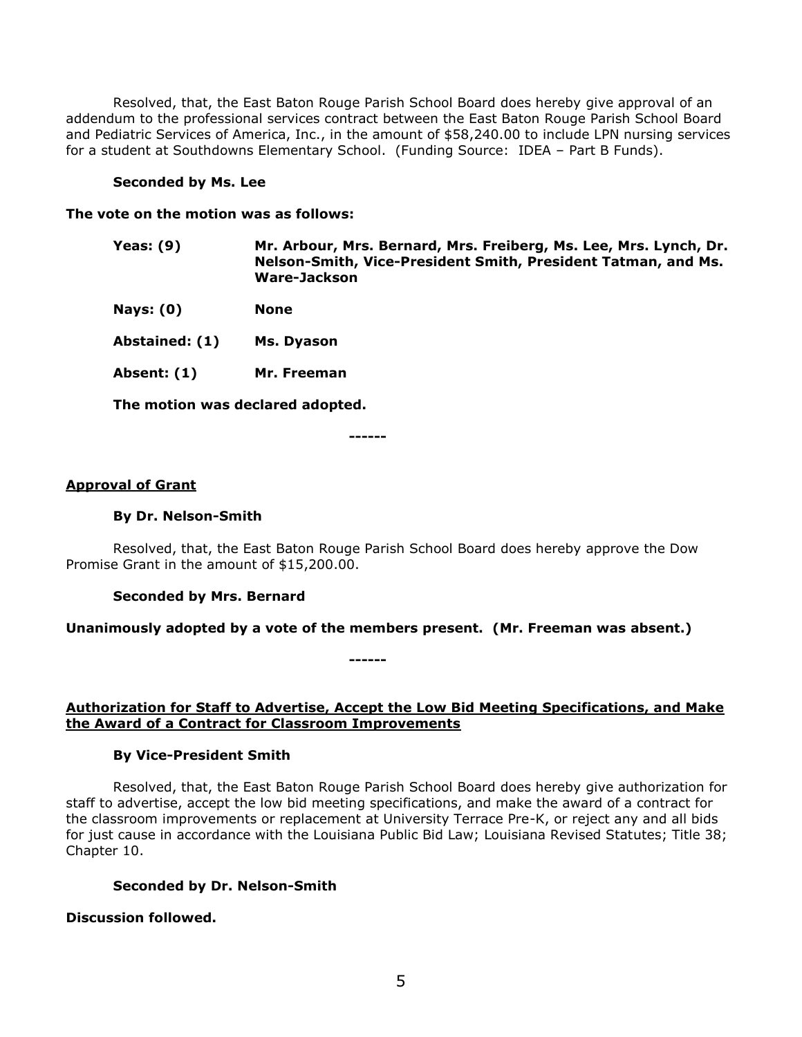Resolved, that, the East Baton Rouge Parish School Board does hereby give approval of an addendum to the professional services contract between the East Baton Rouge Parish School Board and Pediatric Services of America, Inc., in the amount of $58,240.00 to include LPN nursing services for a student at Southdowns Elementary School. (Funding Source: IDEA – Part B Funds).

**Seconded by Ms. Lee**

**The vote on the motion was as follows:**

**Yeas: (9)** **Mr. Arbour, Mrs. Bernard, Mrs. Freiberg, Ms. Lee, Mrs. Lynch, Dr. Nelson-Smith, Vice-President Smith, President Tatman, and Ms. Ware-Jackson**

**Nays: (0)** **None**

**Abstained: (1)** **Ms. Dyason**

**Absent: (1)** **Mr. Freeman**

**The motion was declared adopted.**

------

**Approval of Grant**

**By Dr. Nelson-Smith**

Resolved, that, the East Baton Rouge Parish School Board does hereby approve the Dow Promise Grant in the amount of $15,200.00.

**Seconded by Mrs. Bernard**

**Unanimously adopted by a vote of the members present. (Mr. Freeman was absent.)**

------

**Authorization for Staff to Advertise, Accept the Low Bid Meeting Specifications, and Make the Award of a Contract for Classroom Improvements**

**By Vice-President Smith**

Resolved, that, the East Baton Rouge Parish School Board does hereby give authorization for staff to advertise, accept the low bid meeting specifications, and make the award of a contract for the classroom improvements or replacement at University Terrace Pre-K, or reject any and all bids for just cause in accordance with the Louisiana Public Bid Law; Louisiana Revised Statutes; Title 38; Chapter 10.

**Seconded by Dr. Nelson-Smith**

**Discussion followed.**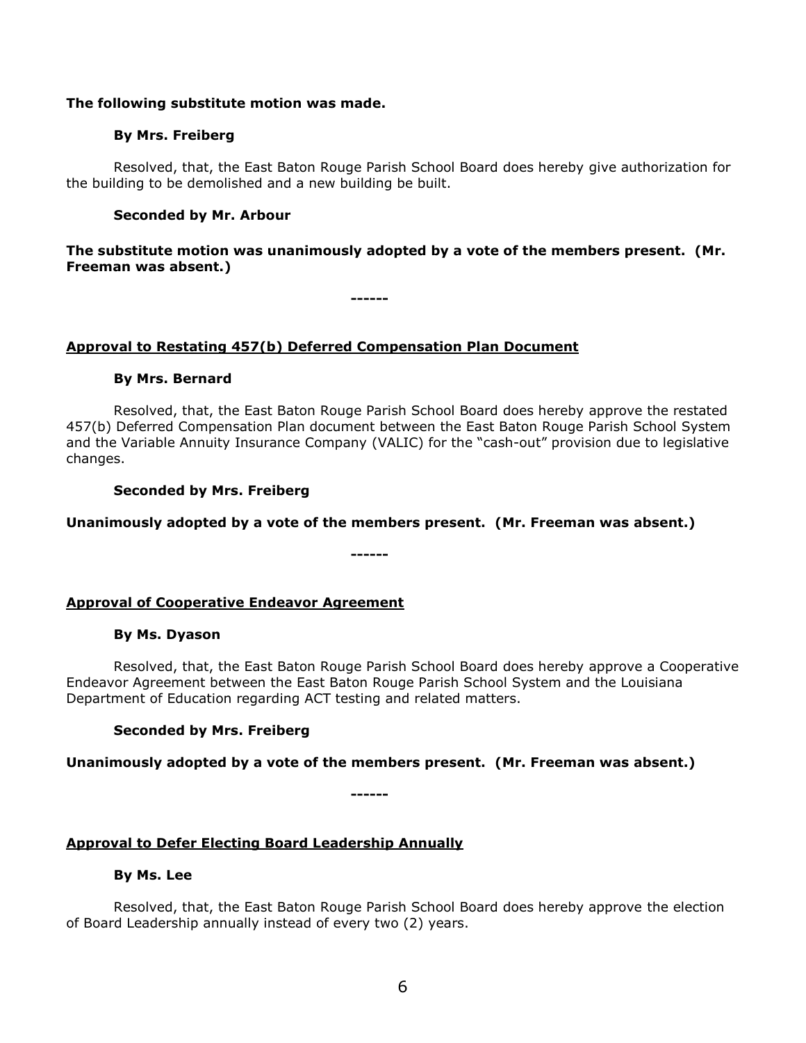**The following substitute motion was made.**

**By Mrs. Freiberg**

Resolved, that, the East Baton Rouge Parish School Board does hereby give authorization for the building to be demolished and a new building be built.

**Seconded by Mr. Arbour**

**The substitute motion was unanimously adopted by a vote of the members present. (Mr. Freeman was absent.)**

**------**

**Approval to Restating 457(b) Deferred Compensation Plan Document**

**By Mrs. Bernard**

Resolved, that, the East Baton Rouge Parish School Board does hereby approve the restated 457(b) Deferred Compensation Plan document between the East Baton Rouge Parish School System and the Variable Annuity Insurance Company (VALIC) for the "cash-out" provision due to legislative changes.

**Seconded by Mrs. Freiberg**

**Unanimously adopted by a vote of the members present. (Mr. Freeman was absent.)**

**------**

**Approval of Cooperative Endeavor Agreement**

**By Ms. Dyason**

Resolved, that, the East Baton Rouge Parish School Board does hereby approve a Cooperative Endeavor Agreement between the East Baton Rouge Parish School System and the Louisiana Department of Education regarding ACT testing and related matters.

**Seconded by Mrs. Freiberg**

**Unanimously adopted by a vote of the members present. (Mr. Freeman was absent.)**

**------**

**Approval to Defer Electing Board Leadership Annually**

**By Ms. Lee**

Resolved, that, the East Baton Rouge Parish School Board does hereby approve the election of Board Leadership annually instead of every two (2) years.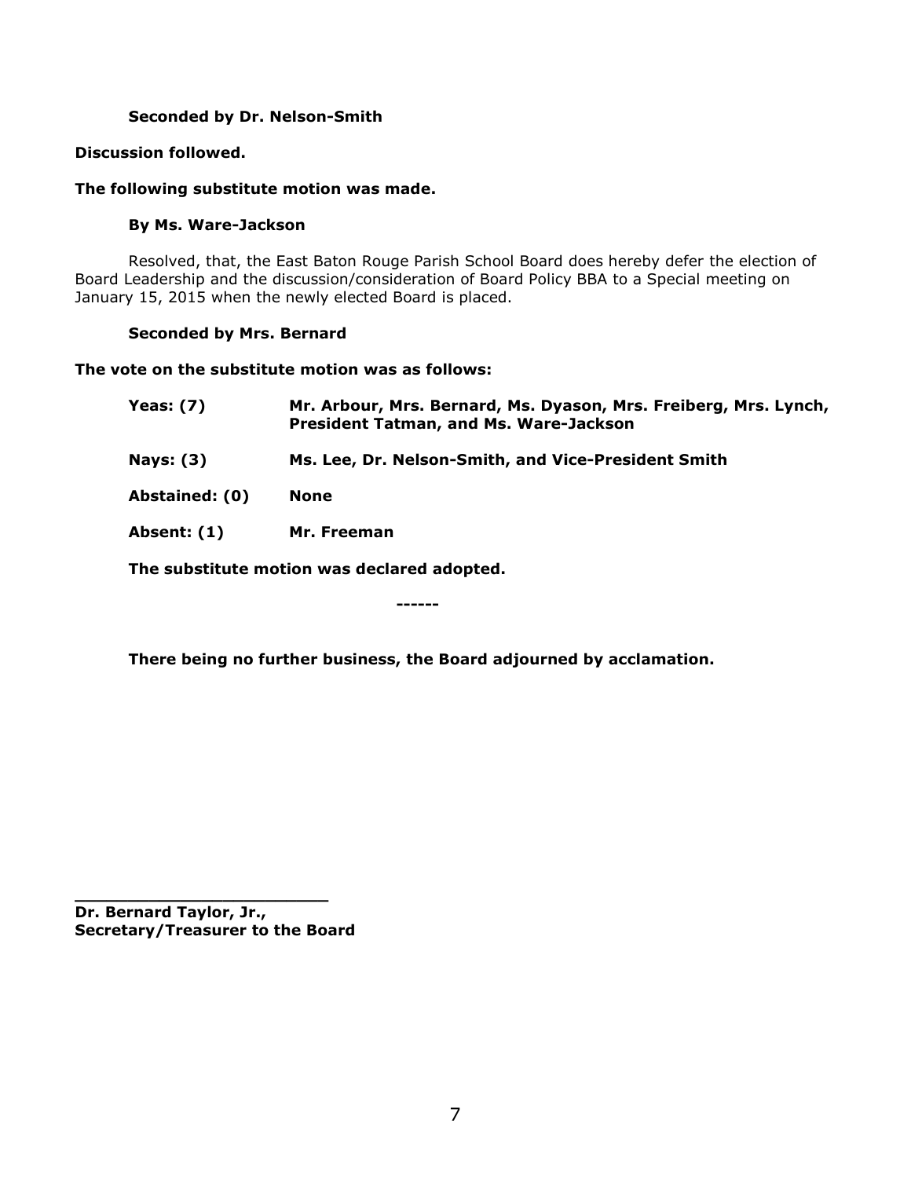**Seconded by Dr. Nelson-Smith**

**Discussion followed.**

**The following substitute motion was made.**

**By Ms. Ware-Jackson**

Resolved, that, the East Baton Rouge Parish School Board does hereby defer the election of Board Leadership and the discussion/consideration of Board Policy BBA to a Special meeting on January 15, 2015 when the newly elected Board is placed.

**Seconded by Mrs. Bernard**

**The vote on the substitute motion was as follows:**

| | |
|---|---|
| **Yeas: (7)** | **Mr. Arbour, Mrs. Bernard, Ms. Dyason, Mrs. Freiberg, Mrs. Lynch, President Tatman, and Ms. Ware-Jackson** |
| **Nays: (3)** | **Ms. Lee, Dr. Nelson-Smith, and Vice-President Smith** |
| **Abstained: (0)** | **None** |
| **Absent: (1)** | **Mr. Freeman** |

**The substitute motion was declared adopted.**

**------**

**There being no further business, the Board adjourned by acclamation.**

**_________________________**
**Dr. Bernard Taylor, Jr.,**
**Secretary/Treasurer to the Board**